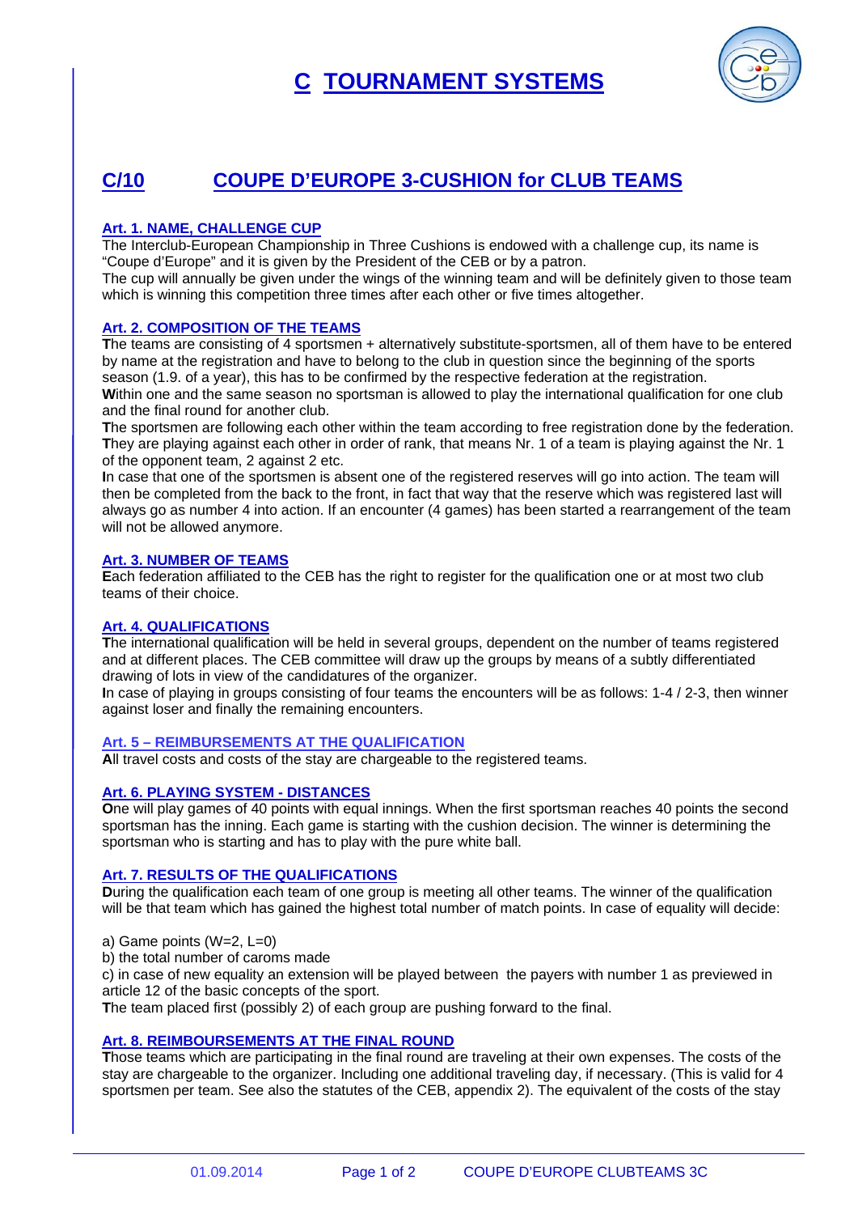# C TOURNAMENT SYSTEMS

## C/10 COUPE D'EUROPE 3-CUSHION for CLUB TEAMS

### Art. 1. NAME, CHALLENGE CUP

The Interclub-European Championship in Three Cushions is endowed with a challenge cup, its name is "Coupe d'Europe" and it is given by the President of the CEB or by a patron.
The cup will annually be given under the wings of the winning team and will be definitely given to those team which is winning this competition three times after each other or five times altogether.

### Art. 2. COMPOSITION OF THE TEAMS

**T**he teams are consisting of 4 sportsmen + alternatively substitute-sportsmen, all of them have to be entered by name at the registration and have to belong to the club in question since the beginning of the sports season (1.9. of a year), this has to be confirmed by the respective federation at the registration.
**W**ithin one and the same season no sportsman is allowed to play the international qualification for one club and the final round for another club.
**T**he sportsmen are following each other within the team according to free registration done by the federation.
**T**hey are playing against each other in order of rank, that means Nr. 1 of a team is playing against the Nr. 1 of the opponent team, 2 against 2 etc.
**I**n case that one of the sportsmen is absent one of the registered reserves will go into action. The team will then be completed from the back to the front, in fact that way that the reserve which was registered last will always go as number 4 into action. If an encounter (4 games) has been started a rearrangement of the team will not be allowed anymore.

### Art. 3. NUMBER OF TEAMS

**E**ach federation affiliated to the CEB has the right to register for the qualification one or at most two club teams of their choice.

### Art. 4. QUALIFICATIONS

**T**he international qualification will be held in several groups, dependent on the number of teams registered and at different places. The CEB committee will draw up the groups by means of a subtly differentiated drawing of lots in view of the candidatures of the organizer.
**I**n case of playing in groups consisting of four teams the encounters will be as follows: 1-4 / 2-3, then winner against loser and finally the remaining encounters.

### Art. 5 – REIMBURSEMENTS AT THE QUALIFICATION

**A**ll travel costs and costs of the stay are chargeable to the registered teams.

### Art. 6. PLAYING SYSTEM - DISTANCES

**O**ne will play games of 40 points with equal innings. When the first sportsman reaches 40 points the second sportsman has the inning. Each game is starting with the cushion decision. The winner is determining the sportsman who is starting and has to play with the pure white ball.

### Art. 7. RESULTS OF THE QUALIFICATIONS

**D**uring the qualification each team of one group is meeting all other teams. The winner of the qualification will be that team which has gained the highest total number of match points. In case of equality will decide:

a) Game points (W=2, L=0)
b) the total number of caroms made
c) in case of new equality an extension will be played between the payers with number 1 as previewed in article 12 of the basic concepts of the sport.

**T**he team placed first (possibly 2) of each group are pushing forward to the final.

### Art. 8. REIMBOURSEMENTS AT THE FINAL ROUND

**T**hose teams which are participating in the final round are traveling at their own expenses. The costs of the stay are chargeable to the organizer. Including one additional traveling day, if necessary. (This is valid for 4 sportsmen per team. See also the statutes of the CEB, appendix 2). The equivalent of the costs of the stay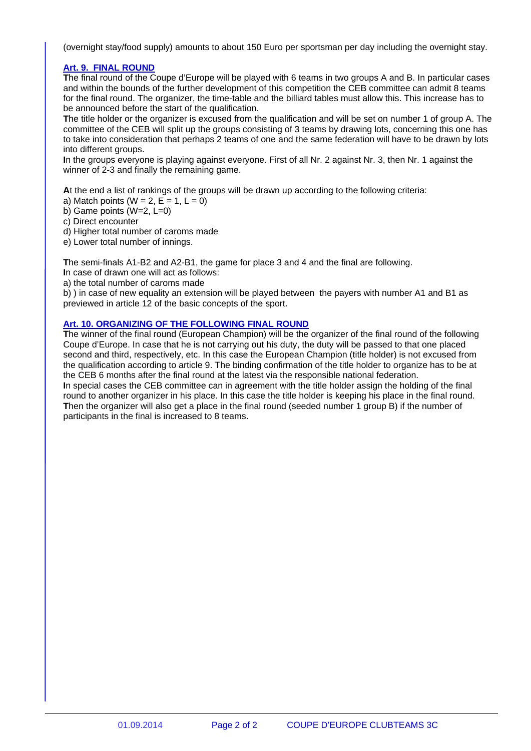(overnight stay/food supply) amounts to about 150 Euro per sportsman per day including the overnight stay.

## Art. 9. FINAL ROUND

**T**he final round of the Coupe d'Europe will be played with 6 teams in two groups A and B. In particular cases and within the bounds of the further development of this competition the CEB committee can admit 8 teams for the final round. The organizer, the time-table and the billiard tables must allow this. This increase has to be announced before the start of the qualification.

**T**he title holder or the organizer is excused from the qualification and will be set on number 1 of group A. The committee of the CEB will split up the groups consisting of 3 teams by drawing lots, concerning this one has to take into consideration that perhaps 2 teams of one and the same federation will have to be drawn by lots into different groups.

**I**n the groups everyone is playing against everyone. First of all Nr. 2 against Nr. 3, then Nr. 1 against the winner of 2-3 and finally the remaining game.

**A**t the end a list of rankings of the groups will be drawn up according to the following criteria:

a) Match points (W = 2, E = 1, L = 0)
b) Game points (W=2, L=0)
c) Direct encounter
d) Higher total number of caroms made
e) Lower total number of innings.

**T**he semi-finals A1-B2 and A2-B1, the game for place 3 and 4 and the final are following.
**I**n case of drawn one will act as follows:
a) the total number of caroms made
b) ) in case of new equality an extension will be played between the payers with number A1 and B1 as previewed in article 12 of the basic concepts of the sport.

## Art. 10. ORGANIZING OF THE FOLLOWING FINAL ROUND

**T**he winner of the final round (European Champion) will be the organizer of the final round of the following Coupe d'Europe. In case that he is not carrying out his duty, the duty will be passed to that one placed second and third, respectively, etc. In this case the European Champion (title holder) is not excused from the qualification according to article 9. The binding confirmation of the title holder to organize has to be at the CEB 6 months after the final round at the latest via the responsible national federation.

**I**n special cases the CEB committee can in agreement with the title holder assign the holding of the final round to another organizer in his place. In this case the title holder is keeping his place in the final round.
**T**hen the organizer will also get a place in the final round (seeded number 1 group B) if the number of participants in the final is increased to 8 teams.